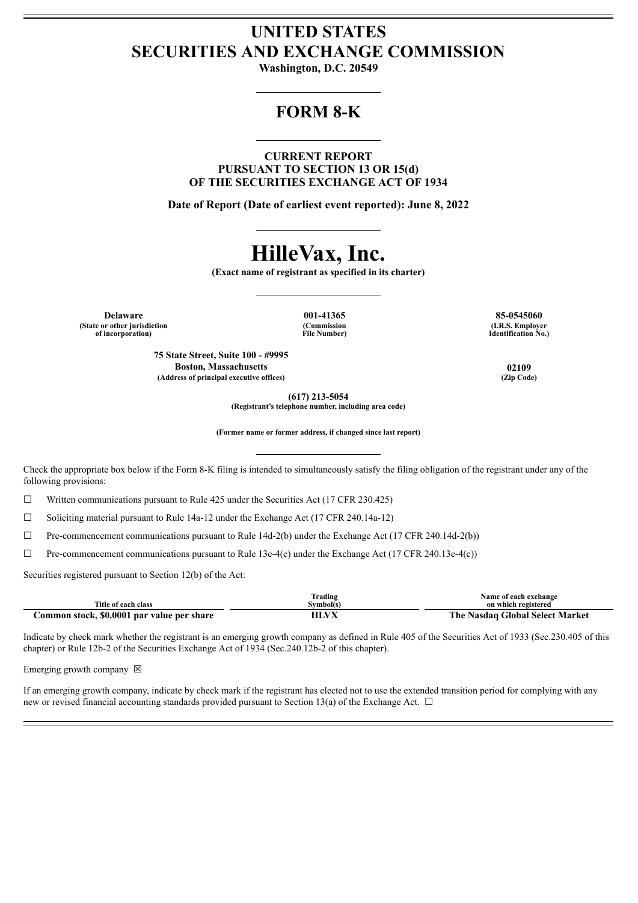# UNITED STATES
# SECURITIES AND EXCHANGE COMMISSION

**Washington, D.C. 20549**

## FORM 8-K

**CURRENT REPORT**
**PURSUANT TO SECTION 13 OR 15(d)**
**OF THE SECURITIES EXCHANGE ACT OF 1934**

**Date of Report (Date of earliest event reported): June 8, 2022**

# HilleVax, Inc.

**(Exact name of registrant as specified in its charter)**

| | | |
|---|---|---|
| **Delaware** | **001-41365** | **85-0545060** |
| **(State or other jurisdiction of incorporation)** | **(Commission File Number)** | **(I.R.S. Employer Identification No.)** |

| | |
|---|---|
| **75 State Street, Suite 100 - #9995** **Boston, Massachusetts** | **02109** |
| **(Address of principal executive offices)** | **(Zip Code)** |

**(617) 213-5054**
**(Registrant's telephone number, including area code)**

**(Former name or former address, if changed since last report)**

Check the appropriate box below if the Form 8-K filing is intended to simultaneously satisfy the filing obligation of the registrant under any of the following provisions:

☐ Written communications pursuant to Rule 425 under the Securities Act (17 CFR 230.425)

☐ Soliciting material pursuant to Rule 14a-12 under the Exchange Act (17 CFR 240.14a-12)

☐ Pre-commencement communications pursuant to Rule 14d-2(b) under the Exchange Act (17 CFR 240.14d-2(b))

☐ Pre-commencement communications pursuant to Rule 13e-4(c) under the Exchange Act (17 CFR 240.13e-4(c))

Securities registered pursuant to Section 12(b) of the Act:

| Title of each class | Trading Symbol(s) | Name of each exchange on which registered |
|---|---|---|
| **Common stock, $0.0001 par value per share** | **HLVX** | **The Nasdaq Global Select Market** |

Indicate by check mark whether the registrant is an emerging growth company as defined in Rule 405 of the Securities Act of 1933 (Sec.230.405 of this chapter) or Rule 12b-2 of the Securities Exchange Act of 1934 (Sec.240.12b-2 of this chapter).

Emerging growth company ☒

If an emerging growth company, indicate by check mark if the registrant has elected not to use the extended transition period for complying with any new or revised financial accounting standards provided pursuant to Section 13(a) of the Exchange Act. ☐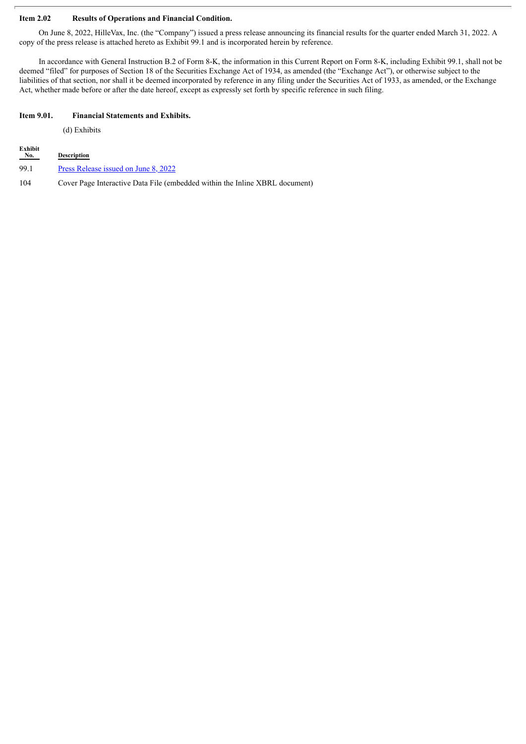**Item 2.02 Results of Operations and Financial Condition.**

On June 8, 2022, HilleVax, Inc. (the "Company") issued a press release announcing its financial results for the quarter ended March 31, 2022. A copy of the press release is attached hereto as Exhibit 99.1 and is incorporated herein by reference.

In accordance with General Instruction B.2 of Form 8-K, the information in this Current Report on Form 8-K, including Exhibit 99.1, shall not be deemed "filed" for purposes of Section 18 of the Securities Exchange Act of 1934, as amended (the "Exchange Act"), or otherwise subject to the liabilities of that section, nor shall it be deemed incorporated by reference in any filing under the Securities Act of 1933, as amended, or the Exchange Act, whether made before or after the date hereof, except as expressly set forth by specific reference in such filing.

**Item 9.01. Financial Statements and Exhibits.**

(d) Exhibits

| Exhibit No. | Description |
|---|---|
| 99.1 | Press Release issued on June 8, 2022 |
| 104 | Cover Page Interactive Data File (embedded within the Inline XBRL document) |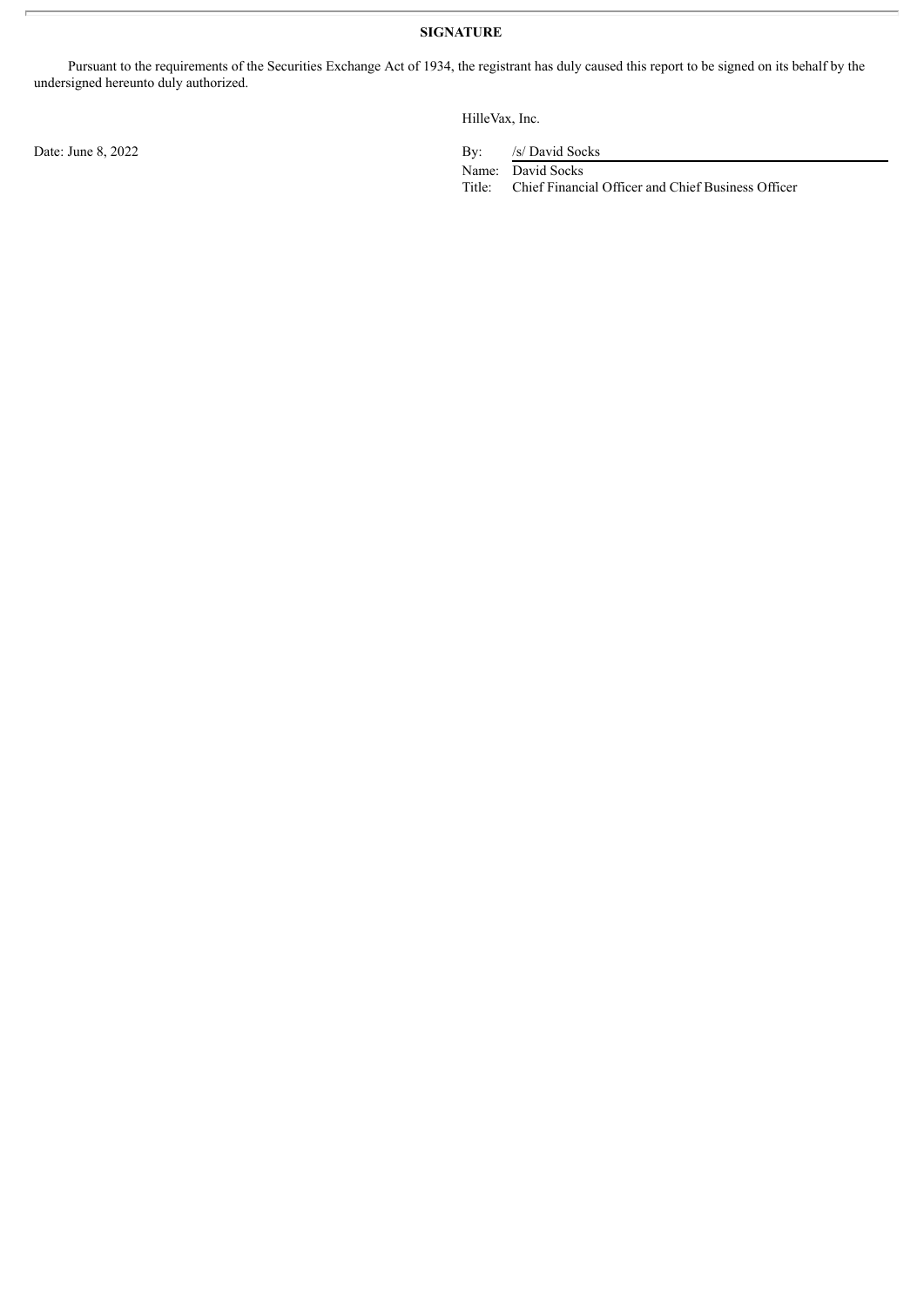**SIGNATURE**

Pursuant to the requirements of the Securities Exchange Act of 1934, the registrant has duly caused this report to be signed on its behalf by the undersigned hereunto duly authorized.

HilleVax, Inc.

Date: June 8, 2022

By: /s/ David Socks
Name: David Socks
Title: Chief Financial Officer and Chief Business Officer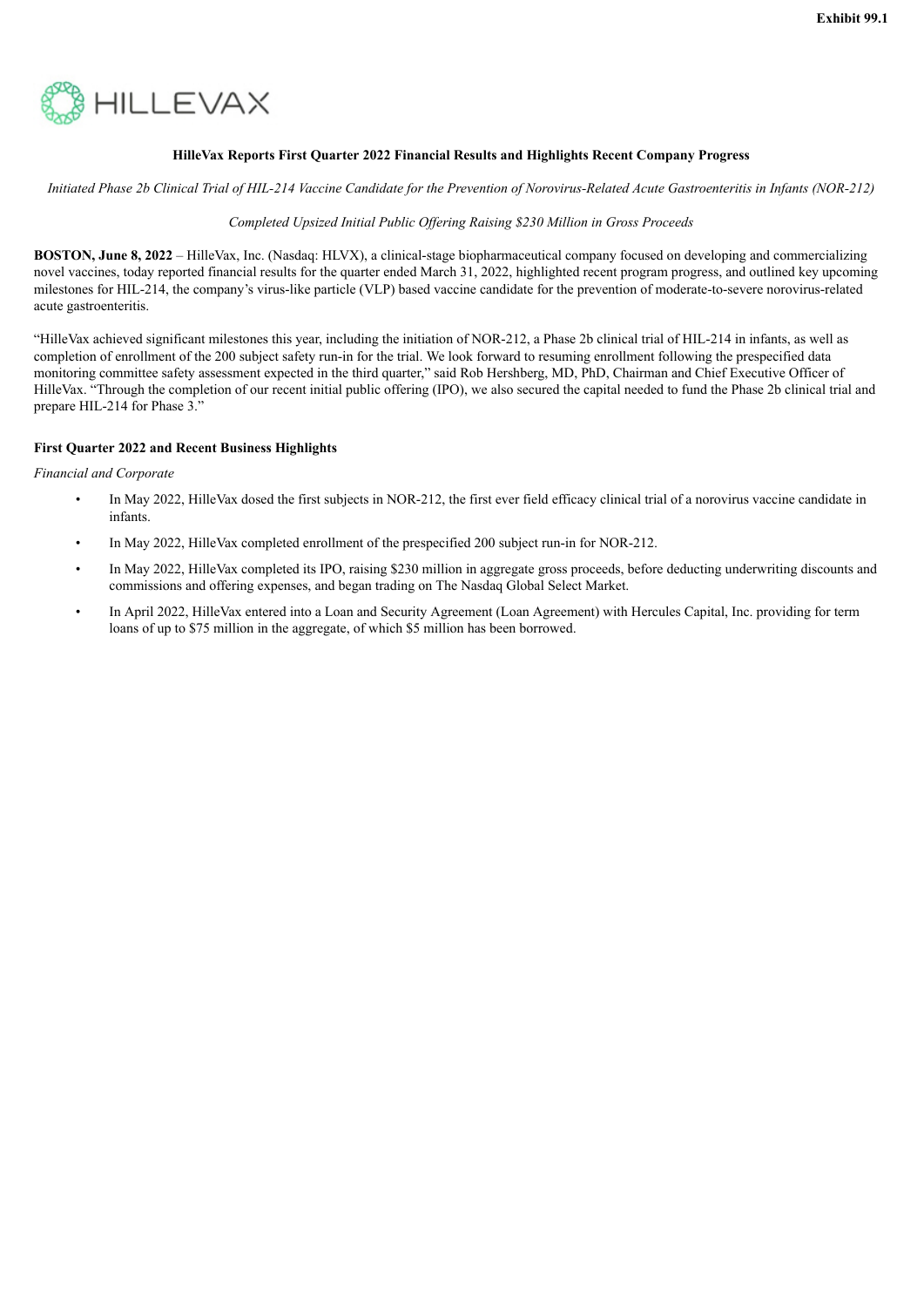**Exhibit 99.1**

**HilleVax Reports First Quarter 2022 Financial Results and Highlights Recent Company Progress**

*Initiated Phase 2b Clinical Trial of HIL-214 Vaccine Candidate for the Prevention of Norovirus-Related Acute Gastroenteritis in Infants (NOR-212)*

*Completed Upsized Initial Public Offering Raising $230 Million in Gross Proceeds*

**BOSTON, June 8, 2022** – HilleVax, Inc. (Nasdaq: HLVX), a clinical-stage biopharmaceutical company focused on developing and commercializing novel vaccines, today reported financial results for the quarter ended March 31, 2022, highlighted recent program progress, and outlined key upcoming milestones for HIL-214, the company's virus-like particle (VLP) based vaccine candidate for the prevention of moderate-to-severe norovirus-related acute gastroenteritis.

"HilleVax achieved significant milestones this year, including the initiation of NOR-212, a Phase 2b clinical trial of HIL-214 in infants, as well as completion of enrollment of the 200 subject safety run-in for the trial. We look forward to resuming enrollment following the prespecified data monitoring committee safety assessment expected in the third quarter," said Rob Hershberg, MD, PhD, Chairman and Chief Executive Officer of HilleVax. "Through the completion of our recent initial public offering (IPO), we also secured the capital needed to fund the Phase 2b clinical trial and prepare HIL-214 for Phase 3."

**First Quarter 2022 and Recent Business Highlights**

*Financial and Corporate*

- In May 2022, HilleVax dosed the first subjects in NOR-212, the first ever field efficacy clinical trial of a norovirus vaccine candidate in infants.
- In May 2022, HilleVax completed enrollment of the prespecified 200 subject run-in for NOR-212.
- In May 2022, HilleVax completed its IPO, raising $230 million in aggregate gross proceeds, before deducting underwriting discounts and commissions and offering expenses, and began trading on The Nasdaq Global Select Market.
- In April 2022, HilleVax entered into a Loan and Security Agreement (Loan Agreement) with Hercules Capital, Inc. providing for term loans of up to $75 million in the aggregate, of which $5 million has been borrowed.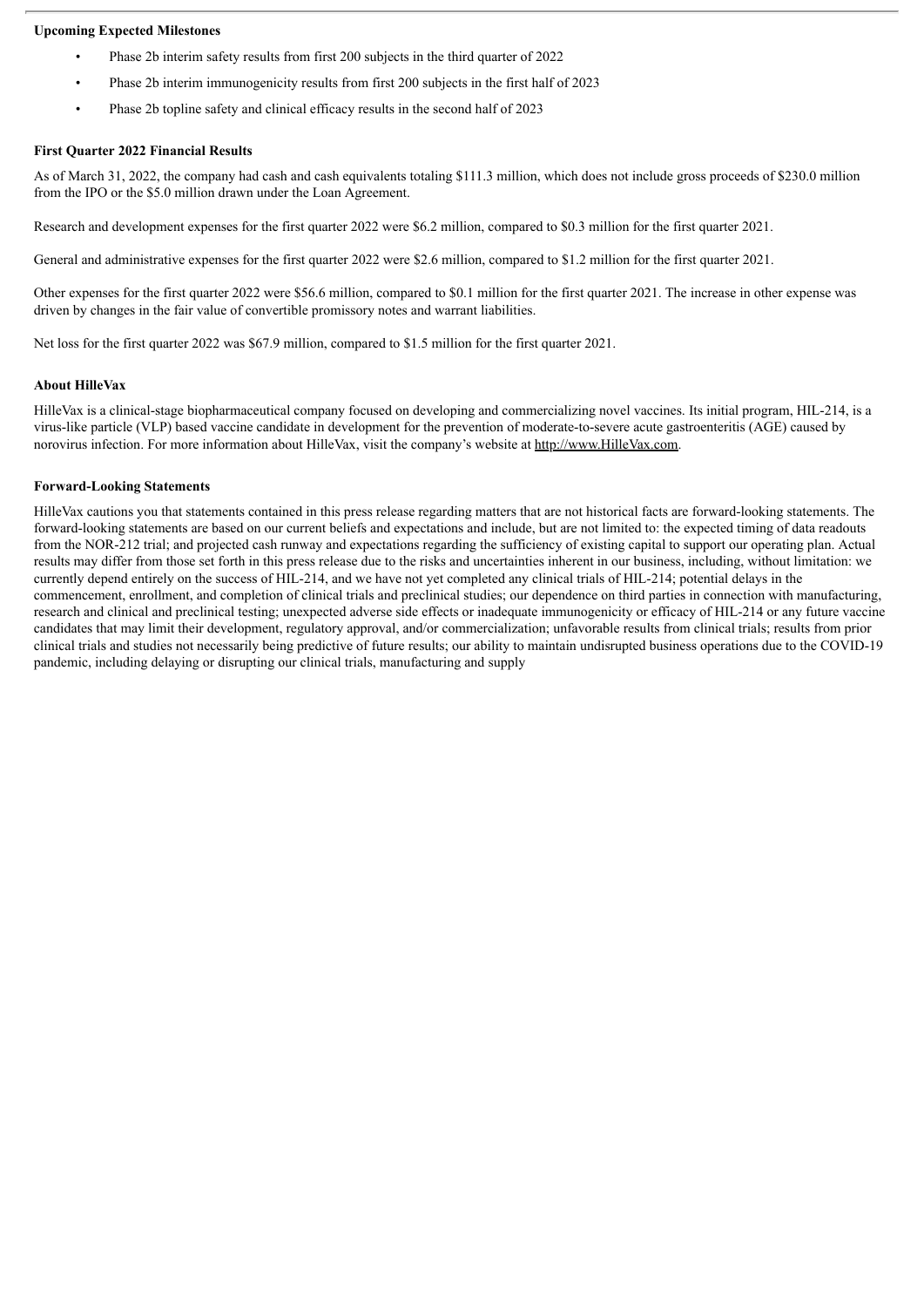**Upcoming Expected Milestones**

- Phase 2b interim safety results from first 200 subjects in the third quarter of 2022
- Phase 2b interim immunogenicity results from first 200 subjects in the first half of 2023
- Phase 2b topline safety and clinical efficacy results in the second half of 2023

**First Quarter 2022 Financial Results**

As of March 31, 2022, the company had cash and cash equivalents totaling $111.3 million, which does not include gross proceeds of $230.0 million from the IPO or the $5.0 million drawn under the Loan Agreement.

Research and development expenses for the first quarter 2022 were $6.2 million, compared to $0.3 million for the first quarter 2021.

General and administrative expenses for the first quarter 2022 were $2.6 million, compared to $1.2 million for the first quarter 2021.

Other expenses for the first quarter 2022 were $56.6 million, compared to $0.1 million for the first quarter 2021. The increase in other expense was driven by changes in the fair value of convertible promissory notes and warrant liabilities.

Net loss for the first quarter 2022 was $67.9 million, compared to $1.5 million for the first quarter 2021.

**About HilleVax**

HilleVax is a clinical-stage biopharmaceutical company focused on developing and commercializing novel vaccines. Its initial program, HIL-214, is a virus-like particle (VLP) based vaccine candidate in development for the prevention of moderate-to-severe acute gastroenteritis (AGE) caused by norovirus infection. For more information about HilleVax, visit the company's website at http://www.HilleVax.com.

**Forward-Looking Statements**

HilleVax cautions you that statements contained in this press release regarding matters that are not historical facts are forward-looking statements. The forward-looking statements are based on our current beliefs and expectations and include, but are not limited to: the expected timing of data readouts from the NOR-212 trial; and projected cash runway and expectations regarding the sufficiency of existing capital to support our operating plan. Actual results may differ from those set forth in this press release due to the risks and uncertainties inherent in our business, including, without limitation: we currently depend entirely on the success of HIL-214, and we have not yet completed any clinical trials of HIL-214; potential delays in the commencement, enrollment, and completion of clinical trials and preclinical studies; our dependence on third parties in connection with manufacturing, research and clinical and preclinical testing; unexpected adverse side effects or inadequate immunogenicity or efficacy of HIL-214 or any future vaccine candidates that may limit their development, regulatory approval, and/or commercialization; unfavorable results from clinical trials; results from prior clinical trials and studies not necessarily being predictive of future results; our ability to maintain undisrupted business operations due to the COVID-19 pandemic, including delaying or disrupting our clinical trials, manufacturing and supply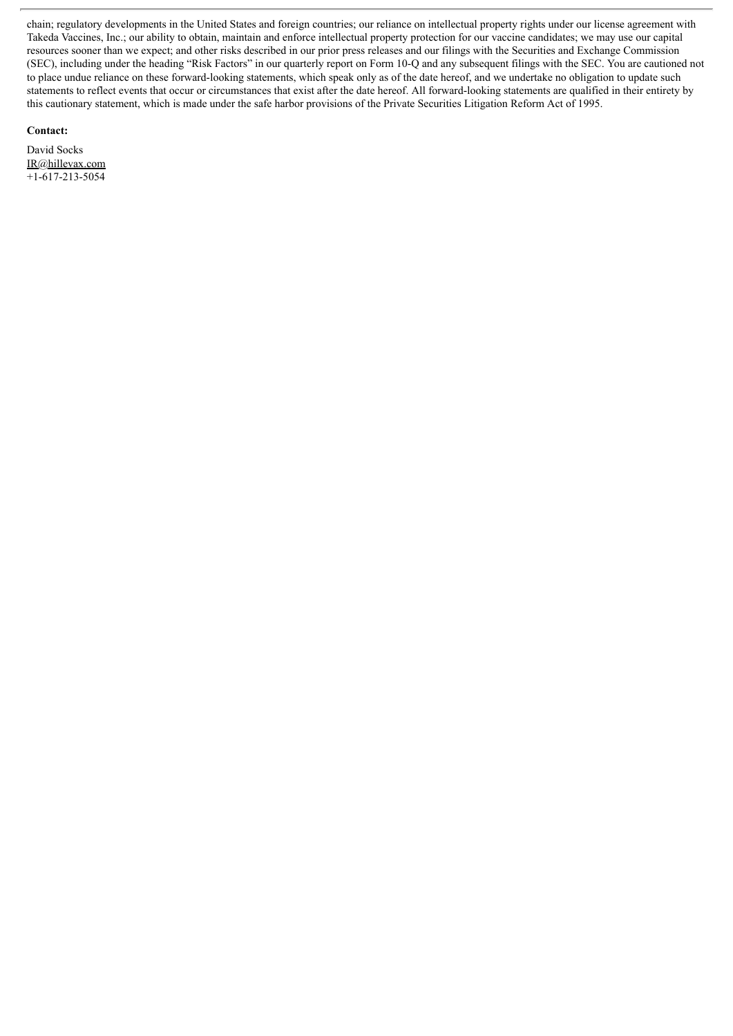chain; regulatory developments in the United States and foreign countries; our reliance on intellectual property rights under our license agreement with Takeda Vaccines, Inc.; our ability to obtain, maintain and enforce intellectual property protection for our vaccine candidates; we may use our capital resources sooner than we expect; and other risks described in our prior press releases and our filings with the Securities and Exchange Commission (SEC), including under the heading "Risk Factors" in our quarterly report on Form 10-Q and any subsequent filings with the SEC. You are cautioned not to place undue reliance on these forward-looking statements, which speak only as of the date hereof, and we undertake no obligation to update such statements to reflect events that occur or circumstances that exist after the date hereof. All forward-looking statements are qualified in their entirety by this cautionary statement, which is made under the safe harbor provisions of the Private Securities Litigation Reform Act of 1995.

**Contact:**

David Socks
IR@hillevax.com
+1-617-213-5054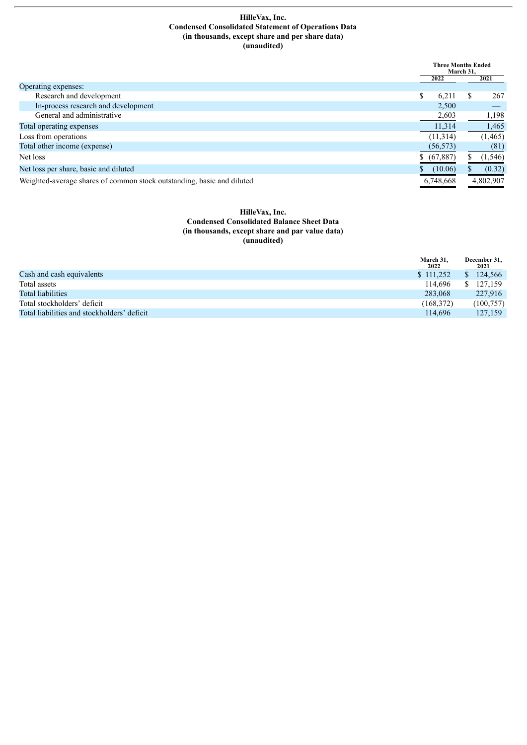**HilleVax, Inc.**
**Condensed Consolidated Statement of Operations Data**
**(in thousands, except share and per share data)**
**(unaudited)**

| | Three Months Ended March 31, | |
|---|---|---|
| | 2022 | 2021 |
| Operating expenses: | | |
| Research and development | $ 6,211 | $ 267 |
| In-process research and development | 2,500 | — |
| General and administrative | 2,603 | 1,198 |
| Total operating expenses | 11,314 | 1,465 |
| Loss from operations | (11,314) | (1,465) |
| Total other income (expense) | (56,573) | (81) |
| Net loss | $ (67,887) | $ (1,546) |
| Net loss per share, basic and diluted | $ (10.06) | $ (0.32) |
| Weighted-average shares of common stock outstanding, basic and diluted | 6,748,668 | 4,802,907 |

**HilleVax, Inc.**
**Condensed Consolidated Balance Sheet Data**
**(in thousands, except share and par value data)**
**(unaudited)**

| | March 31, 2022 | December 31, 2021 |
|---|---|---|
| Cash and cash equivalents | $ 111,252 | $ 124,566 |
| Total assets | 114,696 | $ 127,159 |
| Total liabilities | 283,068 | 227,916 |
| Total stockholders' deficit | (168,372) | (100,757) |
| Total liabilities and stockholders' deficit | 114,696 | 127,159 |